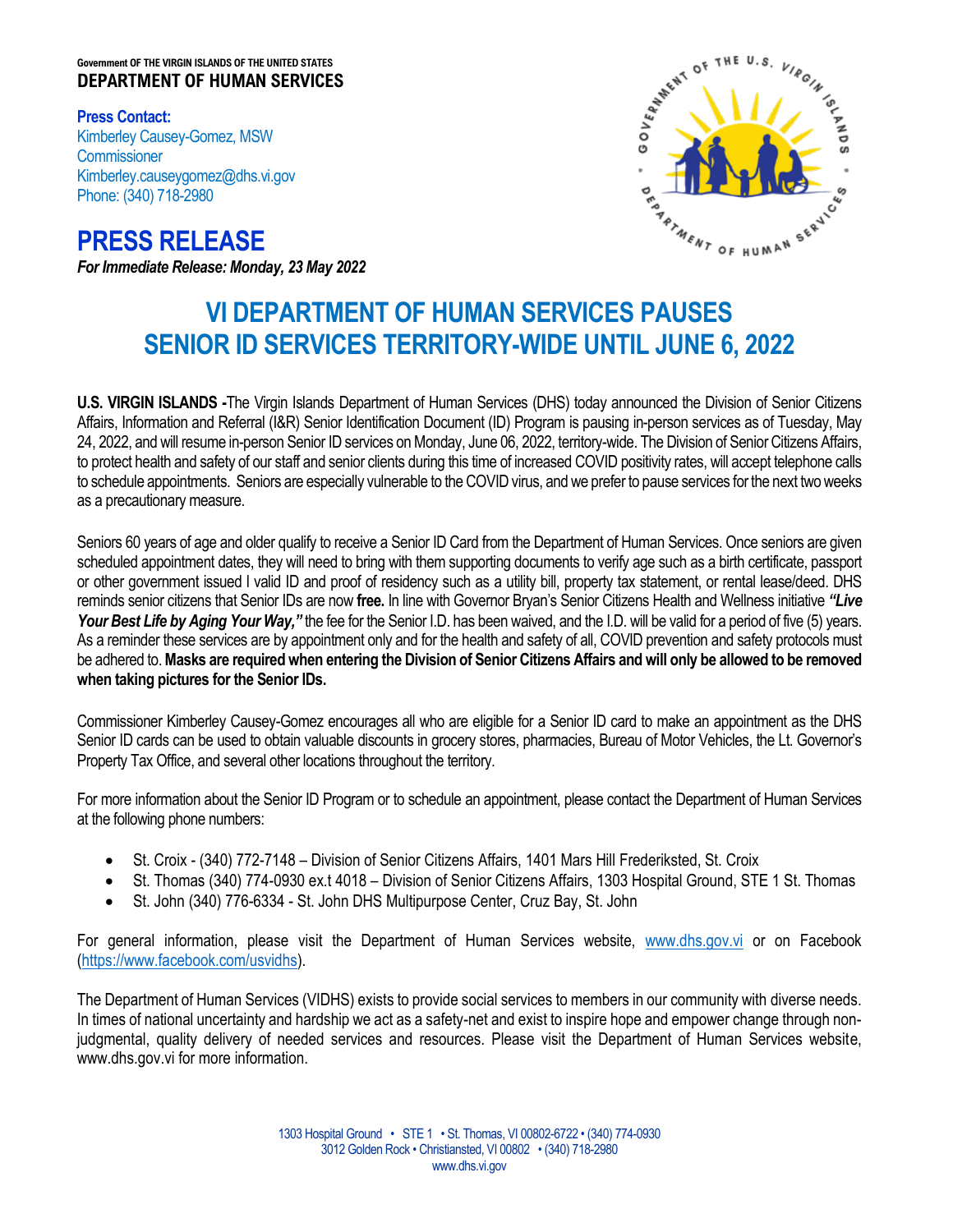Government OF THE VIRGIN ISLANDS OF THE UNITED STATES
**DEPARTMENT OF HUMAN SERVICES**

**Press Contact:**
Kimberley Causey-Gomez, MSW
Commissioner
Kimberley.causeygomez@dhs.vi.gov
Phone: (340) 718-2980

# PRESS RELEASE

***For Immediate Release: Monday, 23 May 2022***

# VI DEPARTMENT OF HUMAN SERVICES PAUSES SENIOR ID SERVICES TERRITORY-WIDE UNTIL JUNE 6, 2022

**U.S. VIRGIN ISLANDS -**The Virgin Islands Department of Human Services (DHS) today announced the Division of Senior Citizens Affairs, Information and Referral (I&R) Senior Identification Document (ID) Program is pausing in-person services as of Tuesday, May 24, 2022, and will resume in-person Senior ID services on Monday, June 06, 2022, territory-wide. The Division of Senior Citizens Affairs, to protect health and safety of our staff and senior clients during this time of increased COVID positivity rates, will accept telephone calls to schedule appointments. Seniors are especially vulnerable to the COVID virus, and we prefer to pause services for the next two weeks as a precautionary measure.

Seniors 60 years of age and older qualify to receive a Senior ID Card from the Department of Human Services. Once seniors are given scheduled appointment dates, they will need to bring with them supporting documents to verify age such as a birth certificate, passport or other government issued I valid ID and proof of residency such as a utility bill, property tax statement, or rental lease/deed. DHS reminds senior citizens that Senior IDs are now **free.** In line with Governor Bryan's Senior Citizens Health and Wellness initiative ***"Live Your Best Life by Aging Your Way,"*** the fee for the Senior I.D. has been waived, and the I.D. will be valid for a period of five (5) years. As a reminder these services are by appointment only and for the health and safety of all, COVID prevention and safety protocols must be adhered to. **Masks are required when entering the Division of Senior Citizens Affairs and will only be allowed to be removed when taking pictures for the Senior IDs.**

Commissioner Kimberley Causey-Gomez encourages all who are eligible for a Senior ID card to make an appointment as the DHS Senior ID cards can be used to obtain valuable discounts in grocery stores, pharmacies, Bureau of Motor Vehicles, the Lt. Governor's Property Tax Office, and several other locations throughout the territory.

For more information about the Senior ID Program or to schedule an appointment, please contact the Department of Human Services at the following phone numbers:

- St. Croix - (340) 772-7148 – Division of Senior Citizens Affairs, 1401 Mars Hill Frederiksted, St. Croix
- St. Thomas (340) 774-0930 ex.t 4018 – Division of Senior Citizens Affairs, 1303 Hospital Ground, STE 1 St. Thomas
- St. John (340) 776-6334 - St. John DHS Multipurpose Center, Cruz Bay, St. John

For general information, please visit the Department of Human Services website, www.dhs.gov.vi or on Facebook (https://www.facebook.com/usvidhs).

The Department of Human Services (VIDHS) exists to provide social services to members in our community with diverse needs. In times of national uncertainty and hardship we act as a safety-net and exist to inspire hope and empower change through non-judgmental, quality delivery of needed services and resources. Please visit the Department of Human Services website, www.dhs.gov.vi for more information.

1303 Hospital Ground • STE 1 • St. Thomas, VI 00802-6722 • (340) 774-0930
3012 Golden Rock • Christiansted, VI 00802 • (340) 718-2980
www.dhs.vi.gov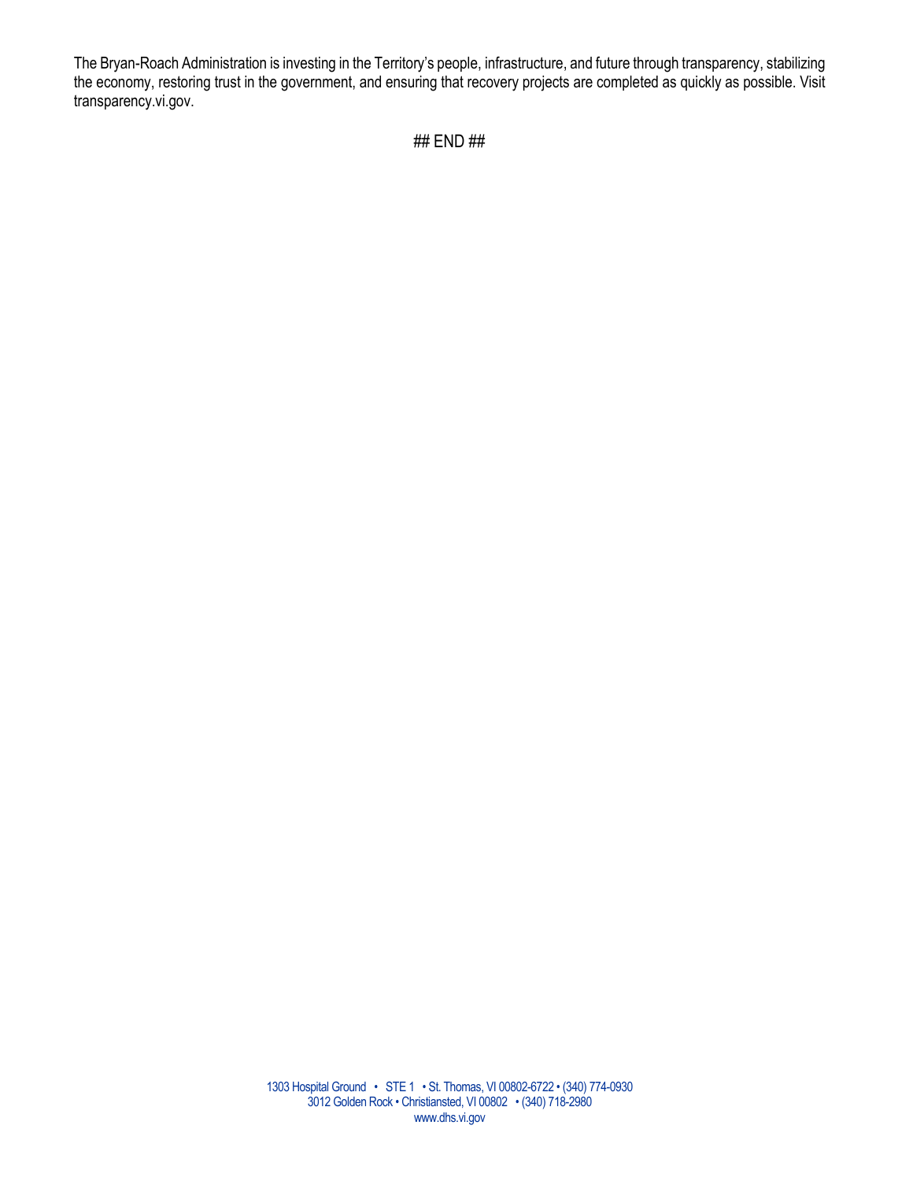The Bryan-Roach Administration is investing in the Territory's people, infrastructure, and future through transparency, stabilizing the economy, restoring trust in the government, and ensuring that recovery projects are completed as quickly as possible. Visit transparency.vi.gov.

## END ##

1303 Hospital Ground • STE 1 • St. Thomas, VI 00802-6722 • (340) 774-0930
3012 Golden Rock • Christiansted, VI 00802 • (340) 718-2980
www.dhs.vi.gov